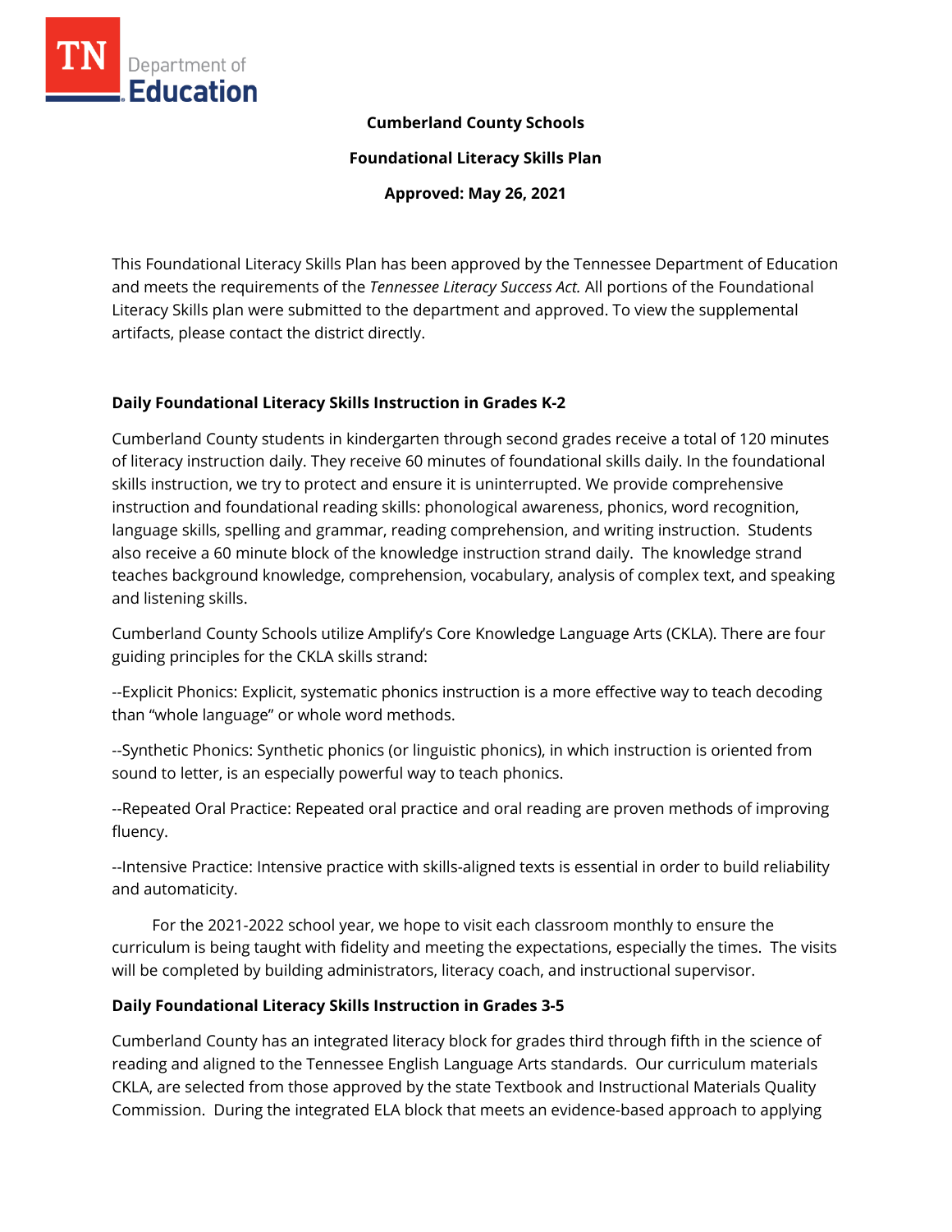**Cumberland County Schools**

**Foundational Literacy Skills Plan**

**Approved: May 26, 2021**

This Foundational Literacy Skills Plan has been approved by the Tennessee Department of Education and meets the requirements of the *Tennessee Literacy Success Act.* All portions of the Foundational Literacy Skills plan were submitted to the department and approved. To view the supplemental artifacts, please contact the district directly.

## Daily Foundational Literacy Skills Instruction in Grades K-2

Cumberland County students in kindergarten through second grades receive a total of 120 minutes of literacy instruction daily. They receive 60 minutes of foundational skills daily. In the foundational skills instruction, we try to protect and ensure it is uninterrupted. We provide comprehensive instruction and foundational reading skills: phonological awareness, phonics, word recognition, language skills, spelling and grammar, reading comprehension, and writing instruction. Students also receive a 60 minute block of the knowledge instruction strand daily. The knowledge strand teaches background knowledge, comprehension, vocabulary, analysis of complex text, and speaking and listening skills.

Cumberland County Schools utilize Amplify's Core Knowledge Language Arts (CKLA). There are four guiding principles for the CKLA skills strand:

--Explicit Phonics: Explicit, systematic phonics instruction is a more effective way to teach decoding than "whole language" or whole word methods.

--Synthetic Phonics: Synthetic phonics (or linguistic phonics), in which instruction is oriented from sound to letter, is an especially powerful way to teach phonics.

--Repeated Oral Practice: Repeated oral practice and oral reading are proven methods of improving fluency.

--Intensive Practice: Intensive practice with skills-aligned texts is essential in order to build reliability and automaticity.

For the 2021-2022 school year, we hope to visit each classroom monthly to ensure the curriculum is being taught with fidelity and meeting the expectations, especially the times. The visits will be completed by building administrators, literacy coach, and instructional supervisor.

## Daily Foundational Literacy Skills Instruction in Grades 3-5

Cumberland County has an integrated literacy block for grades third through fifth in the science of reading and aligned to the Tennessee English Language Arts standards. Our curriculum materials CKLA, are selected from those approved by the state Textbook and Instructional Materials Quality Commission. During the integrated ELA block that meets an evidence-based approach to applying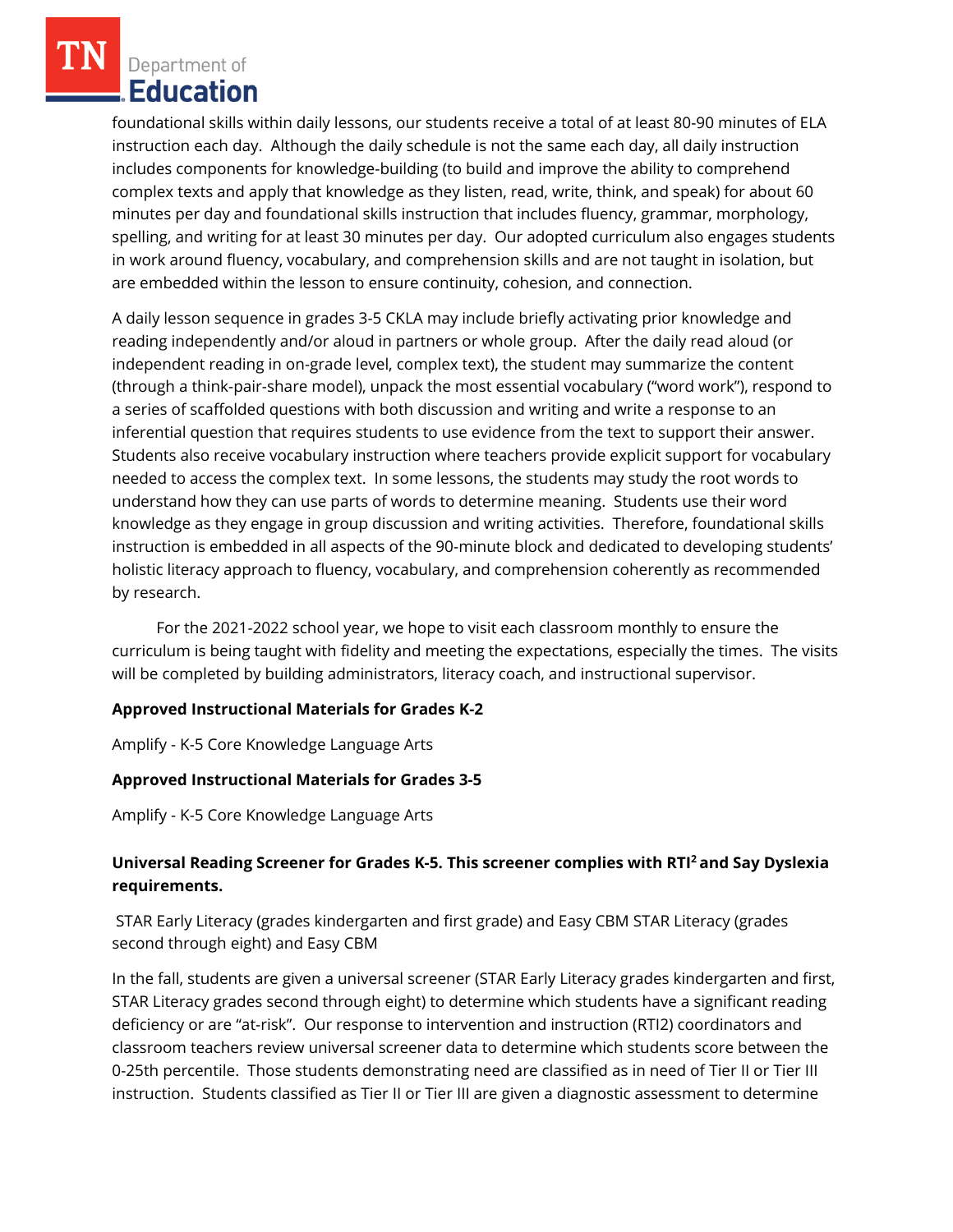foundational skills within daily lessons, our students receive a total of at least 80-90 minutes of ELA instruction each day. Although the daily schedule is not the same each day, all daily instruction includes components for knowledge-building (to build and improve the ability to comprehend complex texts and apply that knowledge as they listen, read, write, think, and speak) for about 60 minutes per day and foundational skills instruction that includes fluency, grammar, morphology, spelling, and writing for at least 30 minutes per day. Our adopted curriculum also engages students in work around fluency, vocabulary, and comprehension skills and are not taught in isolation, but are embedded within the lesson to ensure continuity, cohesion, and connection.

A daily lesson sequence in grades 3-5 CKLA may include briefly activating prior knowledge and reading independently and/or aloud in partners or whole group. After the daily read aloud (or independent reading in on-grade level, complex text), the student may summarize the content (through a think-pair-share model), unpack the most essential vocabulary ("word work"), respond to a series of scaffolded questions with both discussion and writing and write a response to an inferential question that requires students to use evidence from the text to support their answer. Students also receive vocabulary instruction where teachers provide explicit support for vocabulary needed to access the complex text. In some lessons, the students may study the root words to understand how they can use parts of words to determine meaning. Students use their word knowledge as they engage in group discussion and writing activities. Therefore, foundational skills instruction is embedded in all aspects of the 90-minute block and dedicated to developing students' holistic literacy approach to fluency, vocabulary, and comprehension coherently as recommended by research.

For the 2021-2022 school year, we hope to visit each classroom monthly to ensure the curriculum is being taught with fidelity and meeting the expectations, especially the times. The visits will be completed by building administrators, literacy coach, and instructional supervisor.

**Approved Instructional Materials for Grades K-2**

Amplify - K-5 Core Knowledge Language Arts

**Approved Instructional Materials for Grades 3-5**

Amplify - K-5 Core Knowledge Language Arts

**Universal Reading Screener for Grades K-5. This screener complies with RTI² and Say Dyslexia requirements.**

STAR Early Literacy (grades kindergarten and first grade) and Easy CBM STAR Literacy (grades second through eight) and Easy CBM

In the fall, students are given a universal screener (STAR Early Literacy grades kindergarten and first, STAR Literacy grades second through eight) to determine which students have a significant reading deficiency or are "at-risk". Our response to intervention and instruction (RTI2) coordinators and classroom teachers review universal screener data to determine which students score between the 0-25th percentile. Those students demonstrating need are classified as in need of Tier II or Tier III instruction. Students classified as Tier II or Tier III are given a diagnostic assessment to determine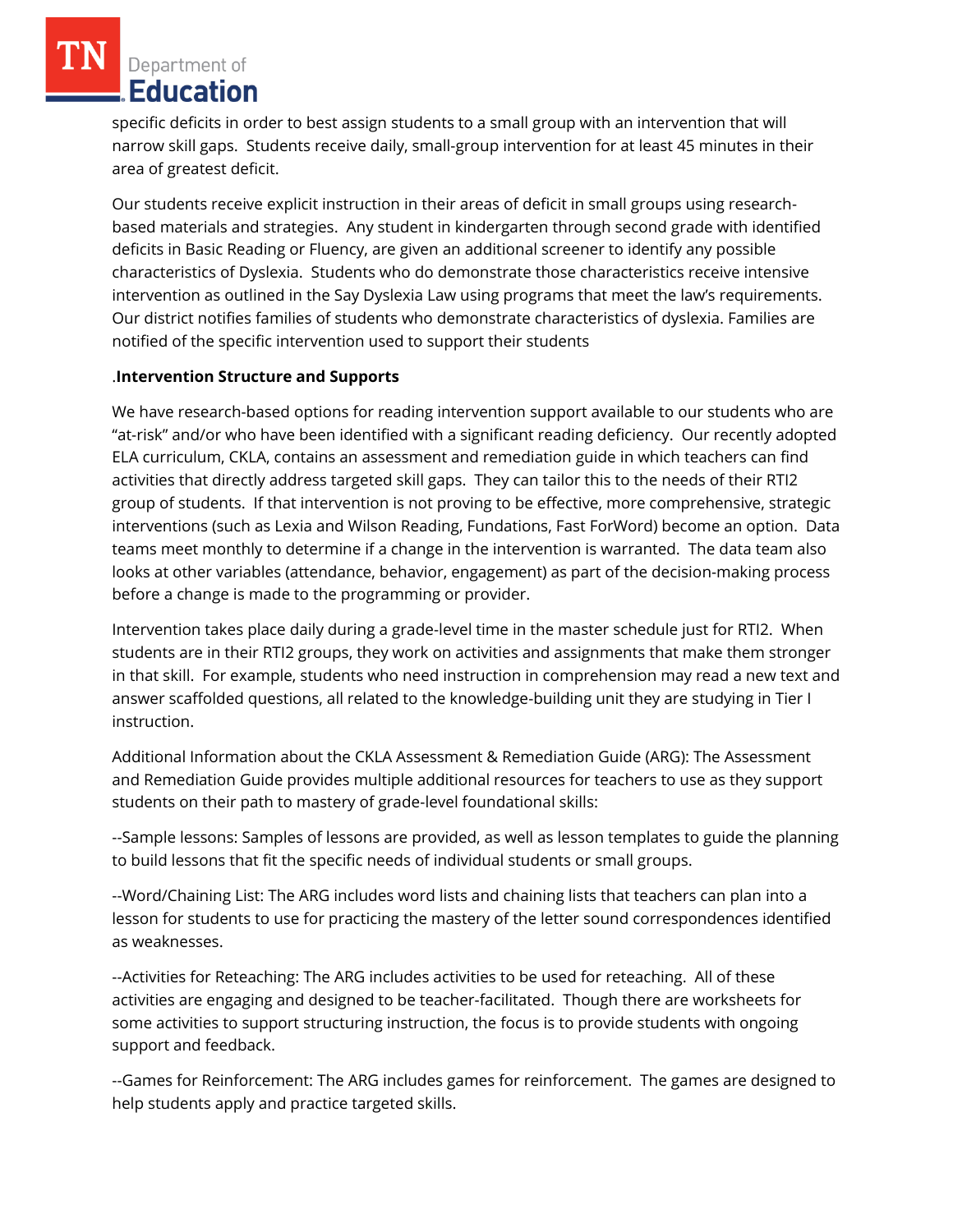specific deficits in order to best assign students to a small group with an intervention that will narrow skill gaps. Students receive daily, small-group intervention for at least 45 minutes in their area of greatest deficit.

Our students receive explicit instruction in their areas of deficit in small groups using research-based materials and strategies. Any student in kindergarten through second grade with identified deficits in Basic Reading or Fluency, are given an additional screener to identify any possible characteristics of Dyslexia. Students who do demonstrate those characteristics receive intensive intervention as outlined in the Say Dyslexia Law using programs that meet the law's requirements. Our district notifies families of students who demonstrate characteristics of dyslexia. Families are notified of the specific intervention used to support their students

.**Intervention Structure and Supports**

We have research-based options for reading intervention support available to our students who are "at-risk" and/or who have been identified with a significant reading deficiency. Our recently adopted ELA curriculum, CKLA, contains an assessment and remediation guide in which teachers can find activities that directly address targeted skill gaps. They can tailor this to the needs of their RTI2 group of students. If that intervention is not proving to be effective, more comprehensive, strategic interventions (such as Lexia and Wilson Reading, Fundations, Fast ForWord) become an option. Data teams meet monthly to determine if a change in the intervention is warranted. The data team also looks at other variables (attendance, behavior, engagement) as part of the decision-making process before a change is made to the programming or provider.

Intervention takes place daily during a grade-level time in the master schedule just for RTI2. When students are in their RTI2 groups, they work on activities and assignments that make them stronger in that skill. For example, students who need instruction in comprehension may read a new text and answer scaffolded questions, all related to the knowledge-building unit they are studying in Tier I instruction.

Additional Information about the CKLA Assessment & Remediation Guide (ARG): The Assessment and Remediation Guide provides multiple additional resources for teachers to use as they support students on their path to mastery of grade-level foundational skills:

--Sample lessons: Samples of lessons are provided, as well as lesson templates to guide the planning to build lessons that fit the specific needs of individual students or small groups.

--Word/Chaining List: The ARG includes word lists and chaining lists that teachers can plan into a lesson for students to use for practicing the mastery of the letter sound correspondences identified as weaknesses.

--Activities for Reteaching: The ARG includes activities to be used for reteaching. All of these activities are engaging and designed to be teacher-facilitated. Though there are worksheets for some activities to support structuring instruction, the focus is to provide students with ongoing support and feedback.

--Games for Reinforcement: The ARG includes games for reinforcement. The games are designed to help students apply and practice targeted skills.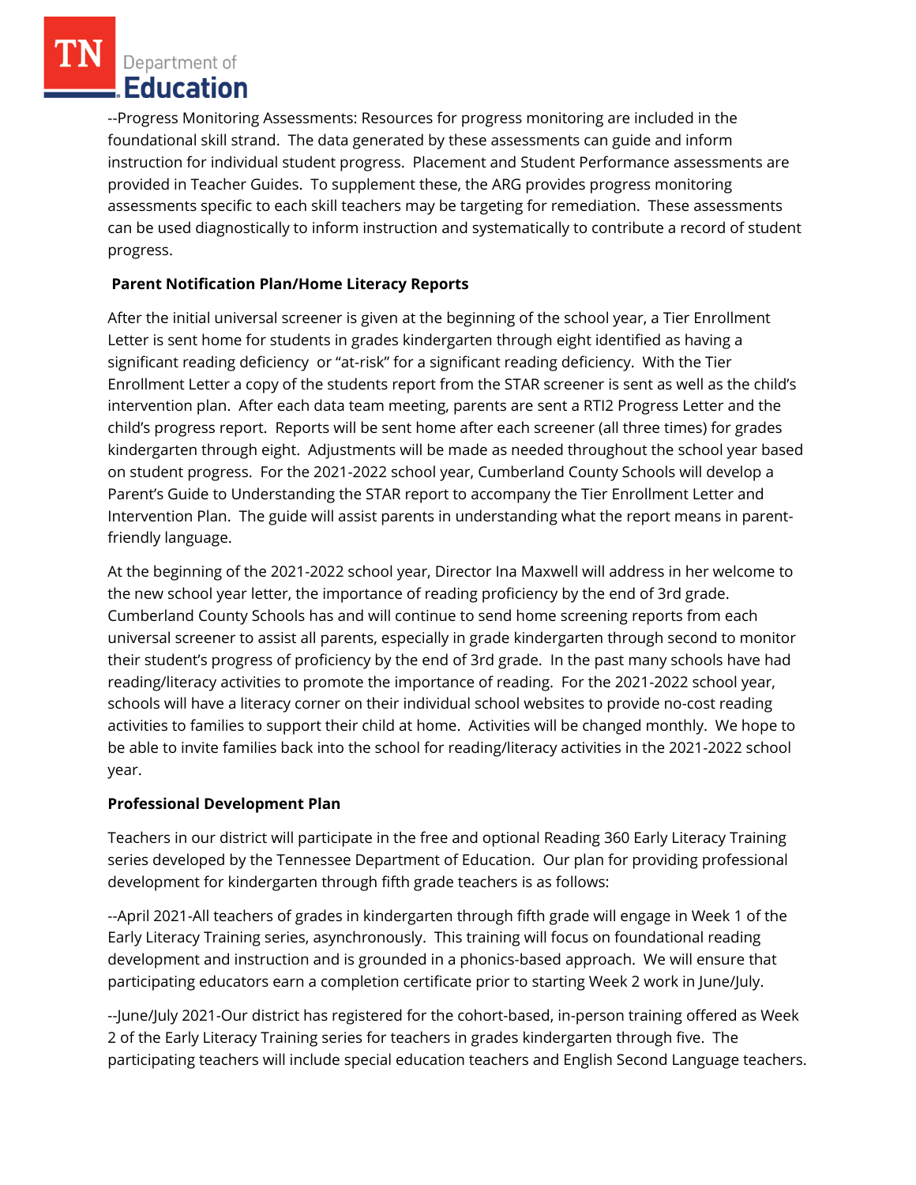--Progress Monitoring Assessments: Resources for progress monitoring are included in the foundational skill strand. The data generated by these assessments can guide and inform instruction for individual student progress. Placement and Student Performance assessments are provided in Teacher Guides. To supplement these, the ARG provides progress monitoring assessments specific to each skill teachers may be targeting for remediation. These assessments can be used diagnostically to inform instruction and systematically to contribute a record of student progress.

**Parent Notification Plan/Home Literacy Reports**

After the initial universal screener is given at the beginning of the school year, a Tier Enrollment Letter is sent home for students in grades kindergarten through eight identified as having a significant reading deficiency or "at-risk" for a significant reading deficiency. With the Tier Enrollment Letter a copy of the students report from the STAR screener is sent as well as the child's intervention plan. After each data team meeting, parents are sent a RTI2 Progress Letter and the child's progress report. Reports will be sent home after each screener (all three times) for grades kindergarten through eight. Adjustments will be made as needed throughout the school year based on student progress. For the 2021-2022 school year, Cumberland County Schools will develop a Parent's Guide to Understanding the STAR report to accompany the Tier Enrollment Letter and Intervention Plan. The guide will assist parents in understanding what the report means in parent-friendly language.

At the beginning of the 2021-2022 school year, Director Ina Maxwell will address in her welcome to the new school year letter, the importance of reading proficiency by the end of 3rd grade. Cumberland County Schools has and will continue to send home screening reports from each universal screener to assist all parents, especially in grade kindergarten through second to monitor their student's progress of proficiency by the end of 3rd grade. In the past many schools have had reading/literacy activities to promote the importance of reading. For the 2021-2022 school year, schools will have a literacy corner on their individual school websites to provide no-cost reading activities to families to support their child at home. Activities will be changed monthly. We hope to be able to invite families back into the school for reading/literacy activities in the 2021-2022 school year.

**Professional Development Plan**

Teachers in our district will participate in the free and optional Reading 360 Early Literacy Training series developed by the Tennessee Department of Education. Our plan for providing professional development for kindergarten through fifth grade teachers is as follows:

--April 2021-All teachers of grades in kindergarten through fifth grade will engage in Week 1 of the Early Literacy Training series, asynchronously. This training will focus on foundational reading development and instruction and is grounded in a phonics-based approach. We will ensure that participating educators earn a completion certificate prior to starting Week 2 work in June/July.

--June/July 2021-Our district has registered for the cohort-based, in-person training offered as Week 2 of the Early Literacy Training series for teachers in grades kindergarten through five. The participating teachers will include special education teachers and English Second Language teachers.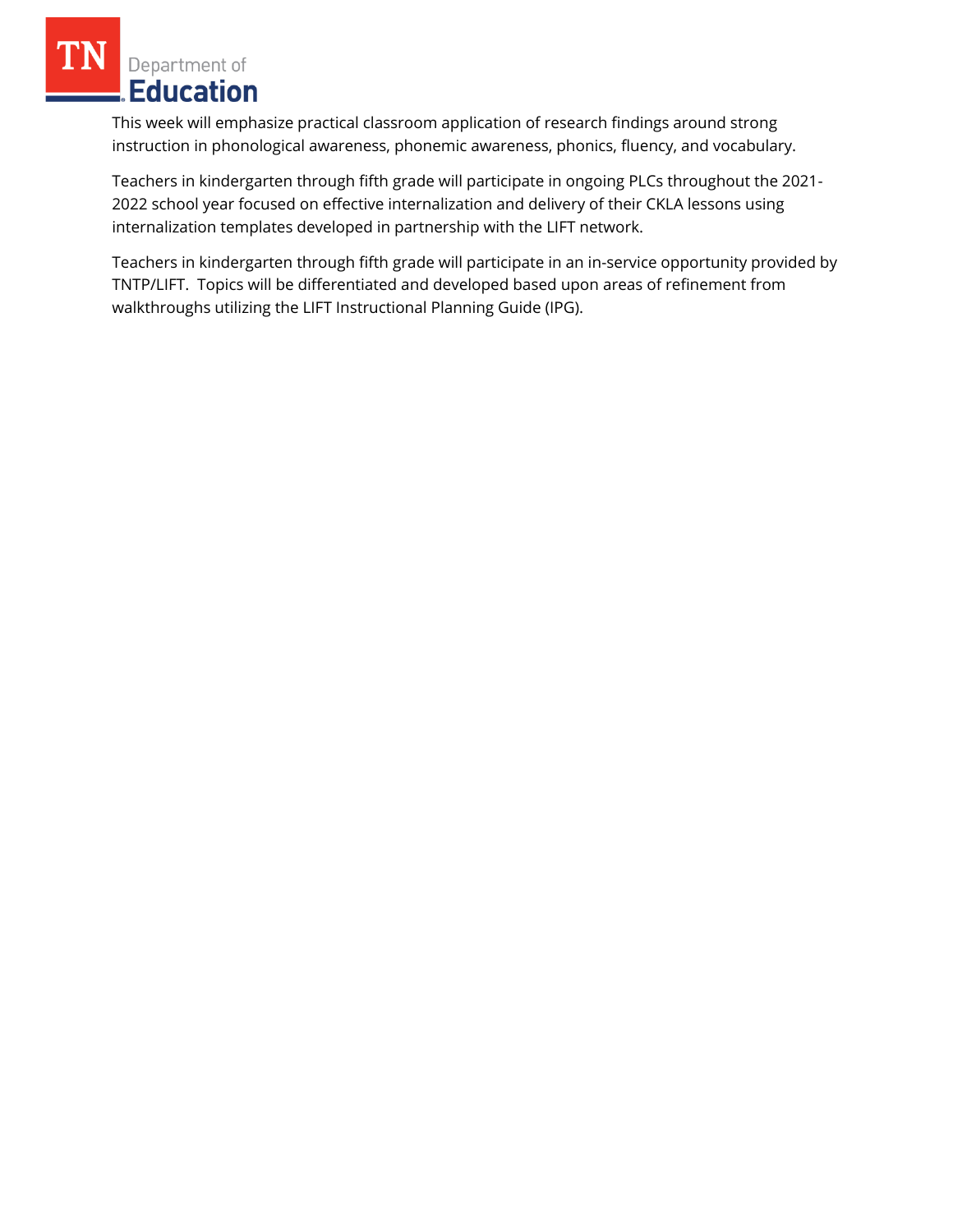This week will emphasize practical classroom application of research findings around strong instruction in phonological awareness, phonemic awareness, phonics, fluency, and vocabulary.

Teachers in kindergarten through fifth grade will participate in ongoing PLCs throughout the 2021-2022 school year focused on effective internalization and delivery of their CKLA lessons using internalization templates developed in partnership with the LIFT network.

Teachers in kindergarten through fifth grade will participate in an in-service opportunity provided by TNTP/LIFT. Topics will be differentiated and developed based upon areas of refinement from walkthroughs utilizing the LIFT Instructional Planning Guide (IPG).